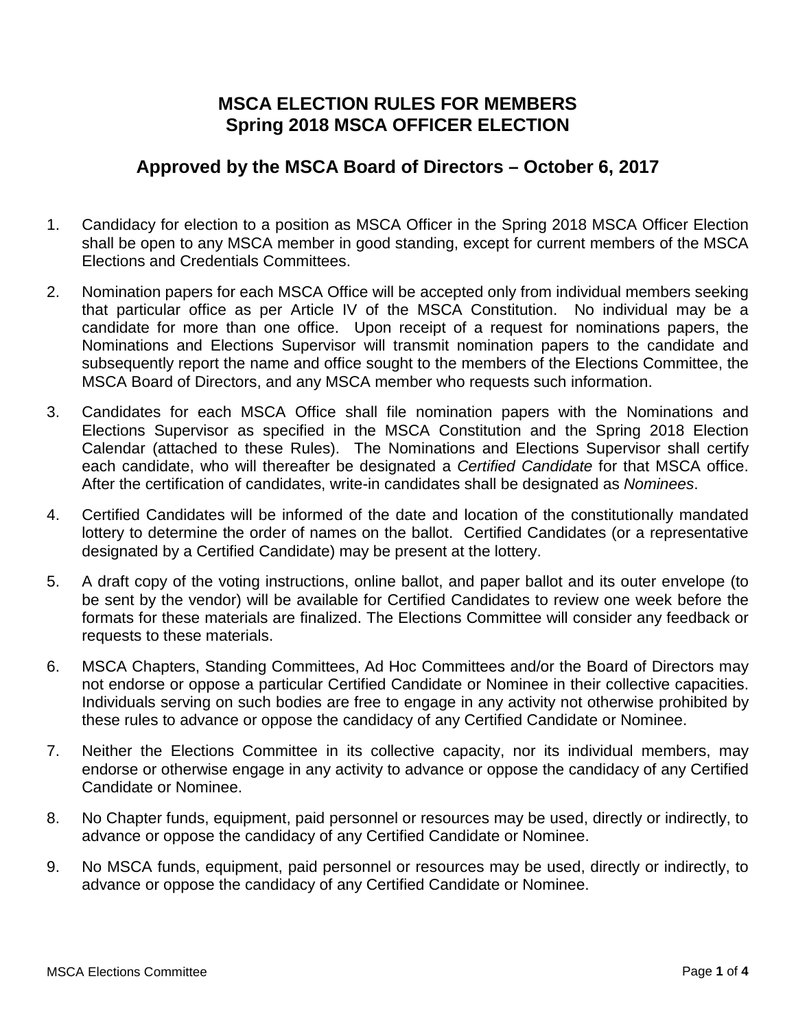# MSCA ELECTION RULES FOR MEMBERS
# Spring 2018 MSCA OFFICER ELECTION

## Approved by the MSCA Board of Directors – October 6, 2017

1. Candidacy for election to a position as MSCA Officer in the Spring 2018 MSCA Officer Election shall be open to any MSCA member in good standing, except for current members of the MSCA Elections and Credentials Committees.

2. Nomination papers for each MSCA Office will be accepted only from individual members seeking that particular office as per Article IV of the MSCA Constitution. No individual may be a candidate for more than one office. Upon receipt of a request for nominations papers, the Nominations and Elections Supervisor will transmit nomination papers to the candidate and subsequently report the name and office sought to the members of the Elections Committee, the MSCA Board of Directors, and any MSCA member who requests such information.

3. Candidates for each MSCA Office shall file nomination papers with the Nominations and Elections Supervisor as specified in the MSCA Constitution and the Spring 2018 Election Calendar (attached to these Rules). The Nominations and Elections Supervisor shall certify each candidate, who will thereafter be designated a *Certified Candidate* for that MSCA office. After the certification of candidates, write-in candidates shall be designated as *Nominees*.

4. Certified Candidates will be informed of the date and location of the constitutionally mandated lottery to determine the order of names on the ballot. Certified Candidates (or a representative designated by a Certified Candidate) may be present at the lottery.

5. A draft copy of the voting instructions, online ballot, and paper ballot and its outer envelope (to be sent by the vendor) will be available for Certified Candidates to review one week before the formats for these materials are finalized. The Elections Committee will consider any feedback or requests to these materials.

6. MSCA Chapters, Standing Committees, Ad Hoc Committees and/or the Board of Directors may not endorse or oppose a particular Certified Candidate or Nominee in their collective capacities. Individuals serving on such bodies are free to engage in any activity not otherwise prohibited by these rules to advance or oppose the candidacy of any Certified Candidate or Nominee.

7. Neither the Elections Committee in its collective capacity, nor its individual members, may endorse or otherwise engage in any activity to advance or oppose the candidacy of any Certified Candidate or Nominee.

8. No Chapter funds, equipment, paid personnel or resources may be used, directly or indirectly, to advance or oppose the candidacy of any Certified Candidate or Nominee.

9. No MSCA funds, equipment, paid personnel or resources may be used, directly or indirectly, to advance or oppose the candidacy of any Certified Candidate or Nominee.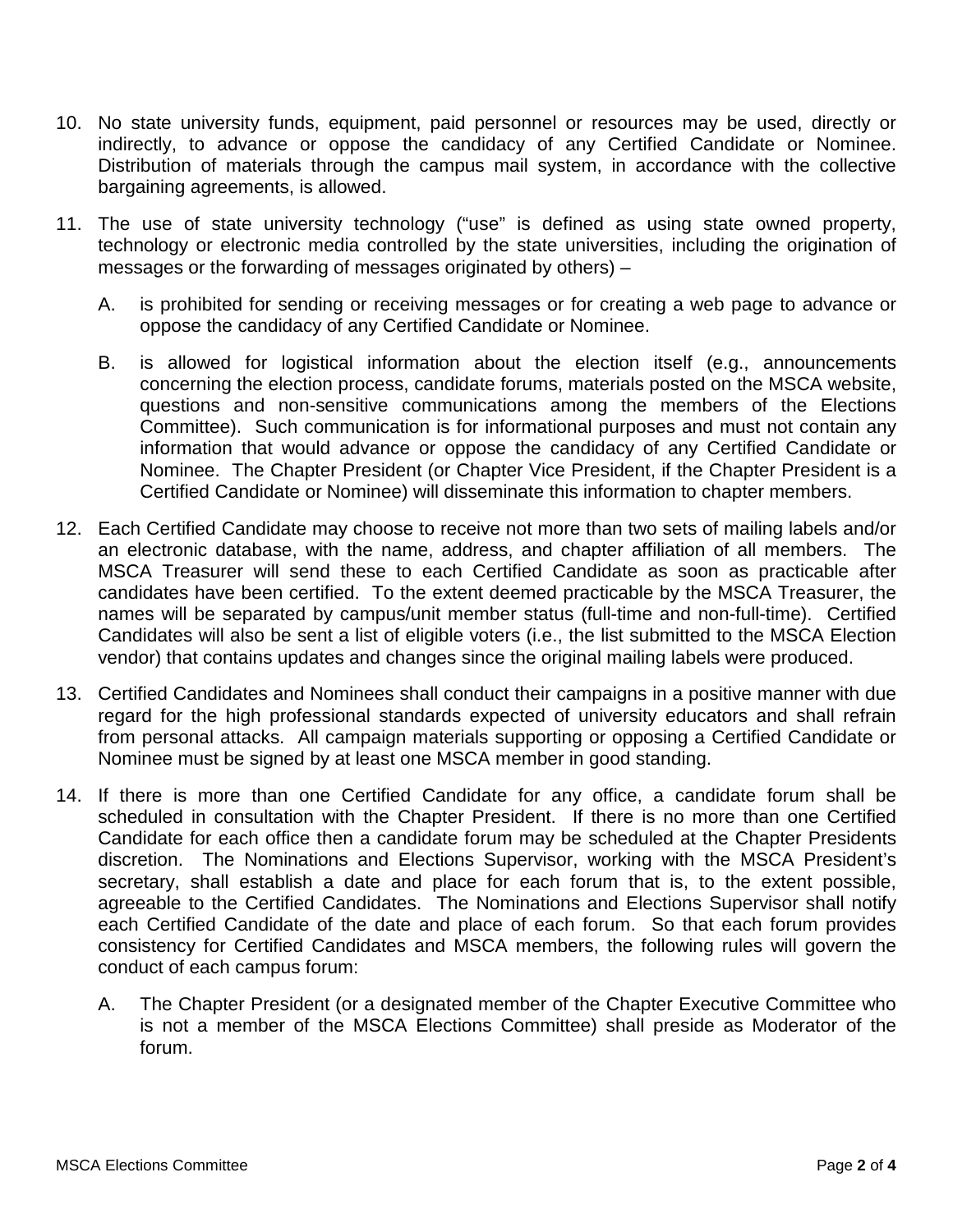10. No state university funds, equipment, paid personnel or resources may be used, directly or indirectly, to advance or oppose the candidacy of any Certified Candidate or Nominee. Distribution of materials through the campus mail system, in accordance with the collective bargaining agreements, is allowed.

11. The use of state university technology ("use" is defined as using state owned property, technology or electronic media controlled by the state universities, including the origination of messages or the forwarding of messages originated by others) –

    A. is prohibited for sending or receiving messages or for creating a web page to advance or oppose the candidacy of any Certified Candidate or Nominee.

    B. is allowed for logistical information about the election itself (e.g., announcements concerning the election process, candidate forums, materials posted on the MSCA website, questions and non-sensitive communications among the members of the Elections Committee). Such communication is for informational purposes and must not contain any information that would advance or oppose the candidacy of any Certified Candidate or Nominee. The Chapter President (or Chapter Vice President, if the Chapter President is a Certified Candidate or Nominee) will disseminate this information to chapter members.

12. Each Certified Candidate may choose to receive not more than two sets of mailing labels and/or an electronic database, with the name, address, and chapter affiliation of all members. The MSCA Treasurer will send these to each Certified Candidate as soon as practicable after candidates have been certified. To the extent deemed practicable by the MSCA Treasurer, the names will be separated by campus/unit member status (full-time and non-full-time). Certified Candidates will also be sent a list of eligible voters (i.e., the list submitted to the MSCA Election vendor) that contains updates and changes since the original mailing labels were produced.

13. Certified Candidates and Nominees shall conduct their campaigns in a positive manner with due regard for the high professional standards expected of university educators and shall refrain from personal attacks. All campaign materials supporting or opposing a Certified Candidate or Nominee must be signed by at least one MSCA member in good standing.

14. If there is more than one Certified Candidate for any office, a candidate forum shall be scheduled in consultation with the Chapter President. If there is no more than one Certified Candidate for each office then a candidate forum may be scheduled at the Chapter Presidents discretion. The Nominations and Elections Supervisor, working with the MSCA President's secretary, shall establish a date and place for each forum that is, to the extent possible, agreeable to the Certified Candidates. The Nominations and Elections Supervisor shall notify each Certified Candidate of the date and place of each forum. So that each forum provides consistency for Certified Candidates and MSCA members, the following rules will govern the conduct of each campus forum:

    A. The Chapter President (or a designated member of the Chapter Executive Committee who is not a member of the MSCA Elections Committee) shall preside as Moderator of the forum.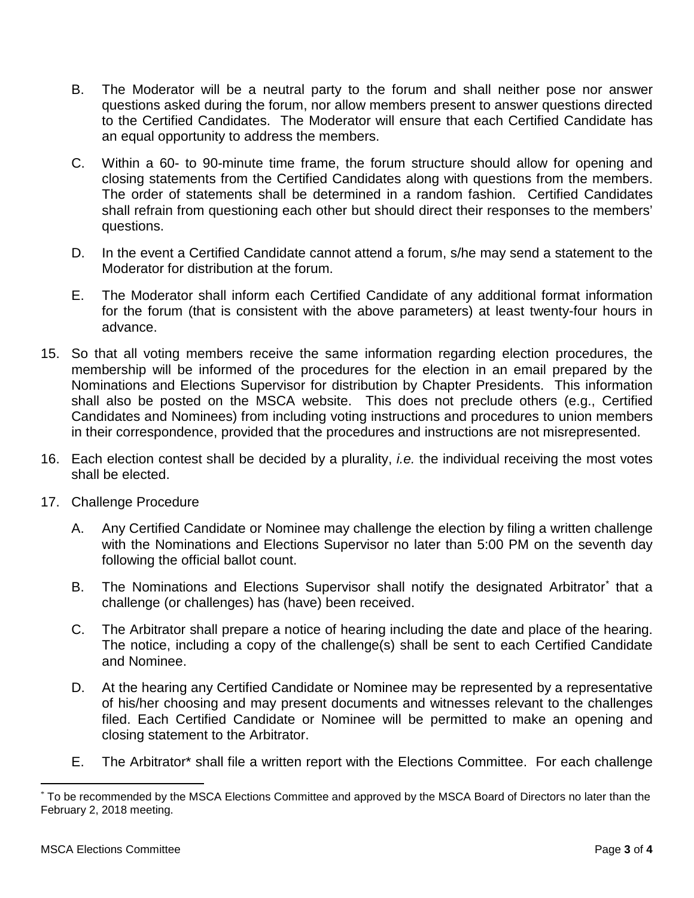B. The Moderator will be a neutral party to the forum and shall neither pose nor answer questions asked during the forum, nor allow members present to answer questions directed to the Certified Candidates. The Moderator will ensure that each Certified Candidate has an equal opportunity to address the members.

C. Within a 60- to 90-minute time frame, the forum structure should allow for opening and closing statements from the Certified Candidates along with questions from the members. The order of statements shall be determined in a random fashion. Certified Candidates shall refrain from questioning each other but should direct their responses to the members' questions.

D. In the event a Certified Candidate cannot attend a forum, s/he may send a statement to the Moderator for distribution at the forum.

E. The Moderator shall inform each Certified Candidate of any additional format information for the forum (that is consistent with the above parameters) at least twenty-four hours in advance.

15. So that all voting members receive the same information regarding election procedures, the membership will be informed of the procedures for the election in an email prepared by the Nominations and Elections Supervisor for distribution by Chapter Presidents. This information shall also be posted on the MSCA website. This does not preclude others (e.g., Certified Candidates and Nominees) from including voting instructions and procedures to union members in their correspondence, provided that the procedures and instructions are not misrepresented.

16. Each election contest shall be decided by a plurality, *i.e.* the individual receiving the most votes shall be elected.

17. Challenge Procedure

A. Any Certified Candidate or Nominee may challenge the election by filing a written challenge with the Nominations and Elections Supervisor no later than 5:00 PM on the seventh day following the official ballot count.

B. The Nominations and Elections Supervisor shall notify the designated Arbitrator* that a challenge (or challenges) has (have) been received.

C. The Arbitrator shall prepare a notice of hearing including the date and place of the hearing. The notice, including a copy of the challenge(s) shall be sent to each Certified Candidate and Nominee.

D. At the hearing any Certified Candidate or Nominee may be represented by a representative of his/her choosing and may present documents and witnesses relevant to the challenges filed. Each Certified Candidate or Nominee will be permitted to make an opening and closing statement to the Arbitrator.

E. The Arbitrator* shall file a written report with the Elections Committee. For each challenge

* To be recommended by the MSCA Elections Committee and approved by the MSCA Board of Directors no later than the February 2, 2018 meeting.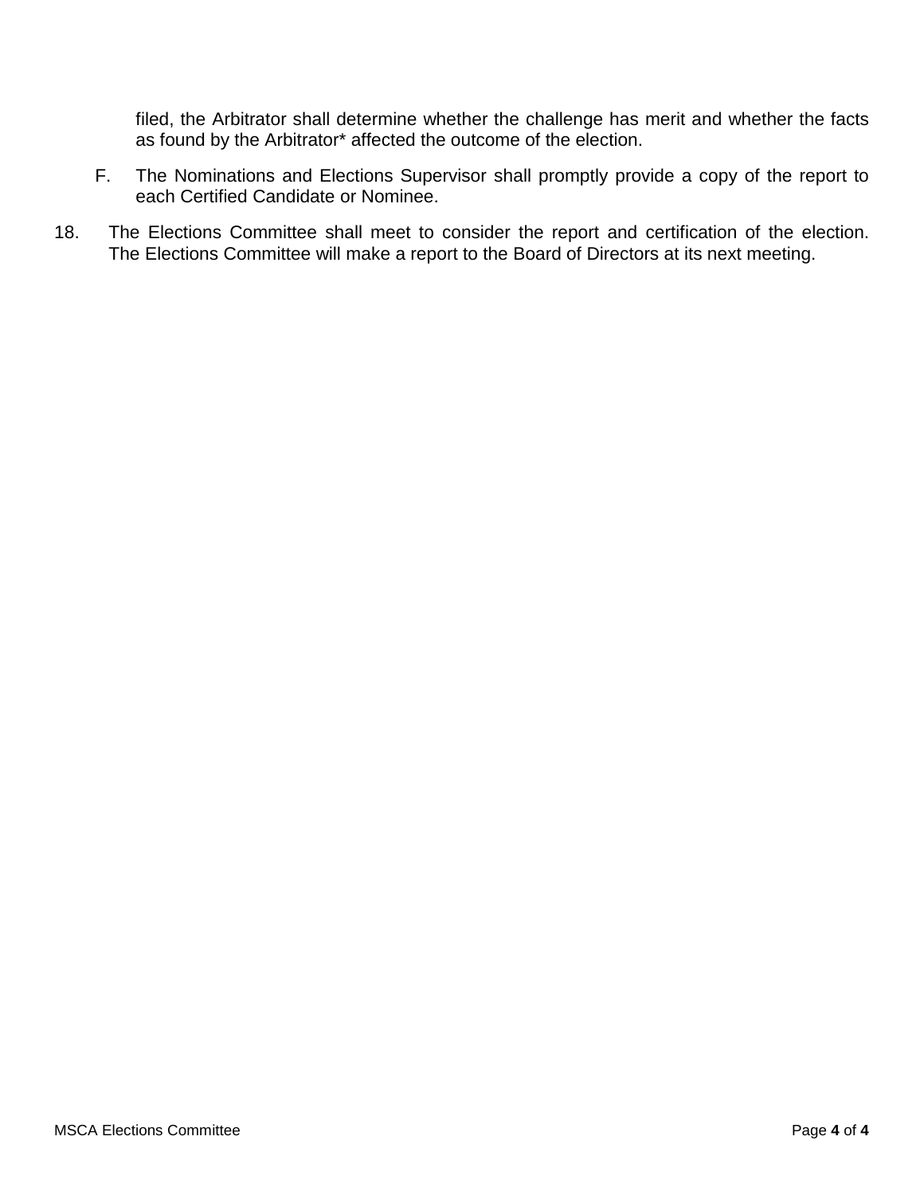filed, the Arbitrator shall determine whether the challenge has merit and whether the facts as found by the Arbitrator* affected the outcome of the election.

F. The Nominations and Elections Supervisor shall promptly provide a copy of the report to each Certified Candidate or Nominee.

18. The Elections Committee shall meet to consider the report and certification of the election. The Elections Committee will make a report to the Board of Directors at its next meeting.